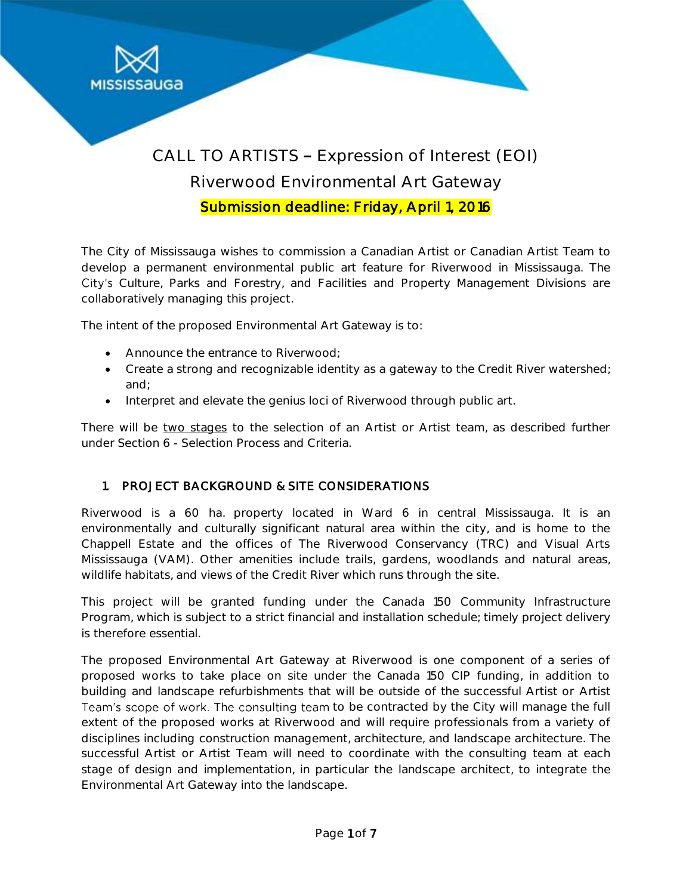# CALL TO ARTISTS – Expression of Interest (EOI)

## Riverwood Environmental Art Gateway

**Submission deadline: Friday, April 1, 2016**

The City of Mississauga wishes to commission a Canadian Artist or Canadian Artist Team to develop a permanent environmental public art feature for Riverwood in Mississauga. The City's Culture, Parks and Forestry, and Facilities and Property Management Divisions are collaboratively managing this project.

The intent of the proposed Environmental Art Gateway is to:

- Announce the entrance to Riverwood;
- Create a strong and recognizable identity as a gateway to the Credit River watershed; and;
- Interpret and elevate the genius loci of Riverwood through public art.

There will be two stages to the selection of an Artist or Artist team, as described further under Section 6 - Selection Process and Criteria.

### 1 PROJECT BACKGROUND & SITE CONSIDERATIONS

Riverwood is a 60 ha. property located in Ward 6 in central Mississauga. It is an environmentally and culturally significant natural area within the city, and is home to the Chappell Estate and the offices of The Riverwood Conservancy (TRC) and Visual Arts Mississauga (VAM). Other amenities include trails, gardens, woodlands and natural areas, wildlife habitats, and views of the Credit River which runs through the site.

This project will be granted funding under the Canada 150 Community Infrastructure Program, which is subject to a strict financial and installation schedule; timely project delivery is therefore essential.

The proposed Environmental Art Gateway at Riverwood is one component of a series of proposed works to take place on site under the Canada 150 CIP funding, in addition to building and landscape refurbishments that will be outside of the successful Artist or Artist Team's scope of work. The consulting team to be contracted by the City will manage the full extent of the proposed works at Riverwood and will require professionals from a variety of disciplines including construction management, architecture, and landscape architecture. The successful Artist or Artist Team will need to coordinate with the consulting team at each stage of design and implementation, in particular the landscape architect, to integrate the Environmental Art Gateway into the landscape.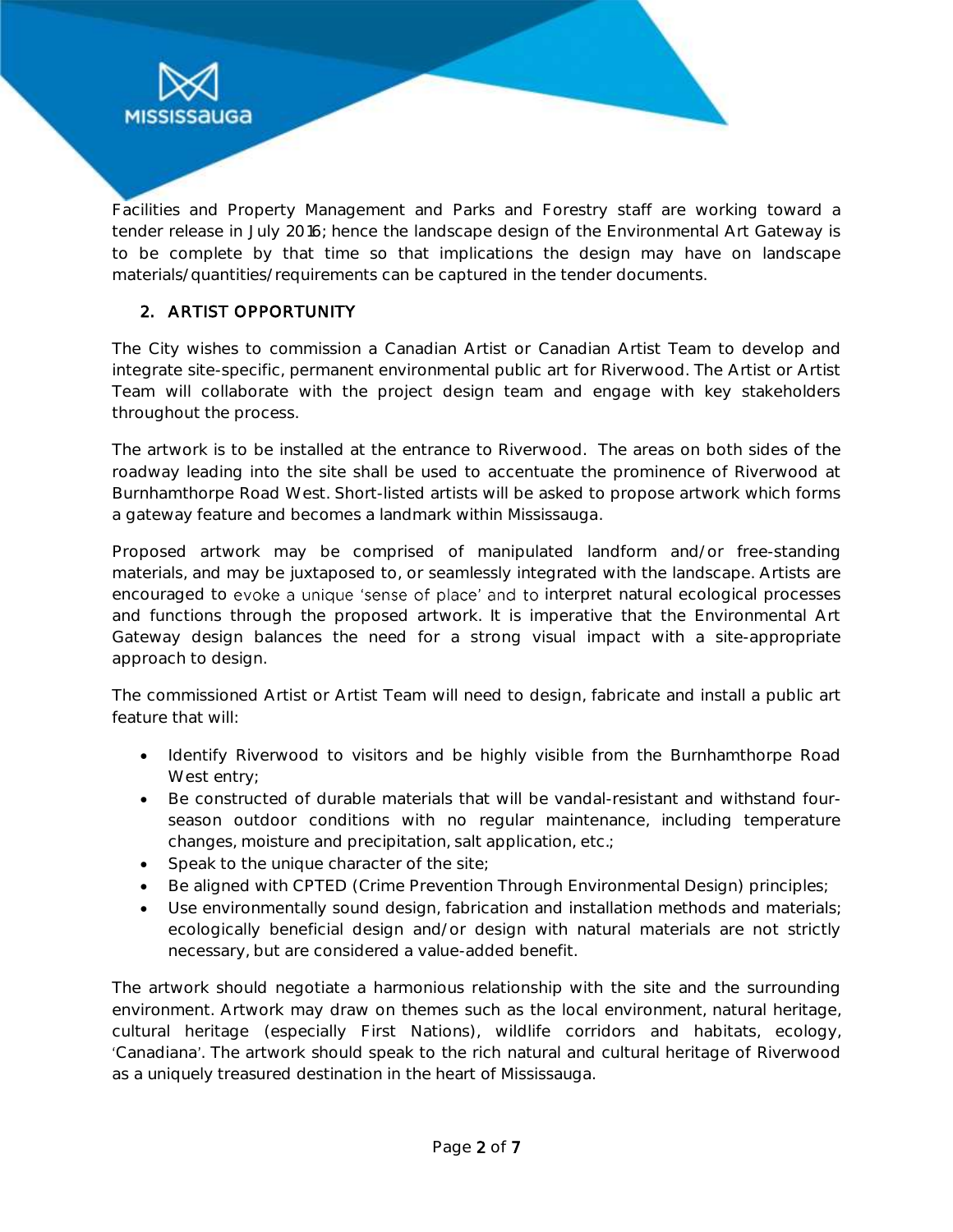Facilities and Property Management and Parks and Forestry staff are working toward a tender release in July 2016; hence the landscape design of the Environmental Art Gateway is to be complete by that time so that implications the design may have on landscape materials/quantities/requirements can be captured in the tender documents.

## 2. ARTIST OPPORTUNITY

The City wishes to commission a Canadian Artist or Canadian Artist Team to develop and integrate site-specific, permanent environmental public art for Riverwood. The Artist or Artist Team will collaborate with the project design team and engage with key stakeholders throughout the process.

The artwork is to be installed at the entrance to Riverwood. The areas on both sides of the roadway leading into the site shall be used to accentuate the prominence of Riverwood at Burnhamthorpe Road West. Short-listed artists will be asked to propose artwork which forms a gateway feature and becomes a landmark within Mississauga.

Proposed artwork may be comprised of manipulated landform and/or free-standing materials, and may be juxtaposed to, or seamlessly integrated with the landscape. Artists are encouraged to evoke a unique 'sense of place' and to interpret natural ecological processes and functions through the proposed artwork. It is imperative that the Environmental Art Gateway design balances the need for a strong visual impact with a site-appropriate approach to design.

The commissioned Artist or Artist Team will need to design, fabricate and install a public art feature that will:

- Identify Riverwood to visitors and be highly visible from the Burnhamthorpe Road West entry;
- Be constructed of durable materials that will be vandal-resistant and withstand four-season outdoor conditions with no regular maintenance, including temperature changes, moisture and precipitation, salt application, etc.;
- Speak to the unique character of the site;
- Be aligned with CPTED (Crime Prevention Through Environmental Design) principles;
- Use environmentally sound design, fabrication and installation methods and materials; ecologically beneficial design and/or design with natural materials are not strictly necessary, but are considered a value-added benefit.

The artwork should negotiate a harmonious relationship with the site and the surrounding environment. Artwork may draw on themes such as the local environment, natural heritage, cultural heritage (especially First Nations), wildlife corridors and habitats, ecology, 'Canadiana'. The artwork should speak to the rich natural and cultural heritage of Riverwood as a uniquely treasured destination in the heart of Mississauga.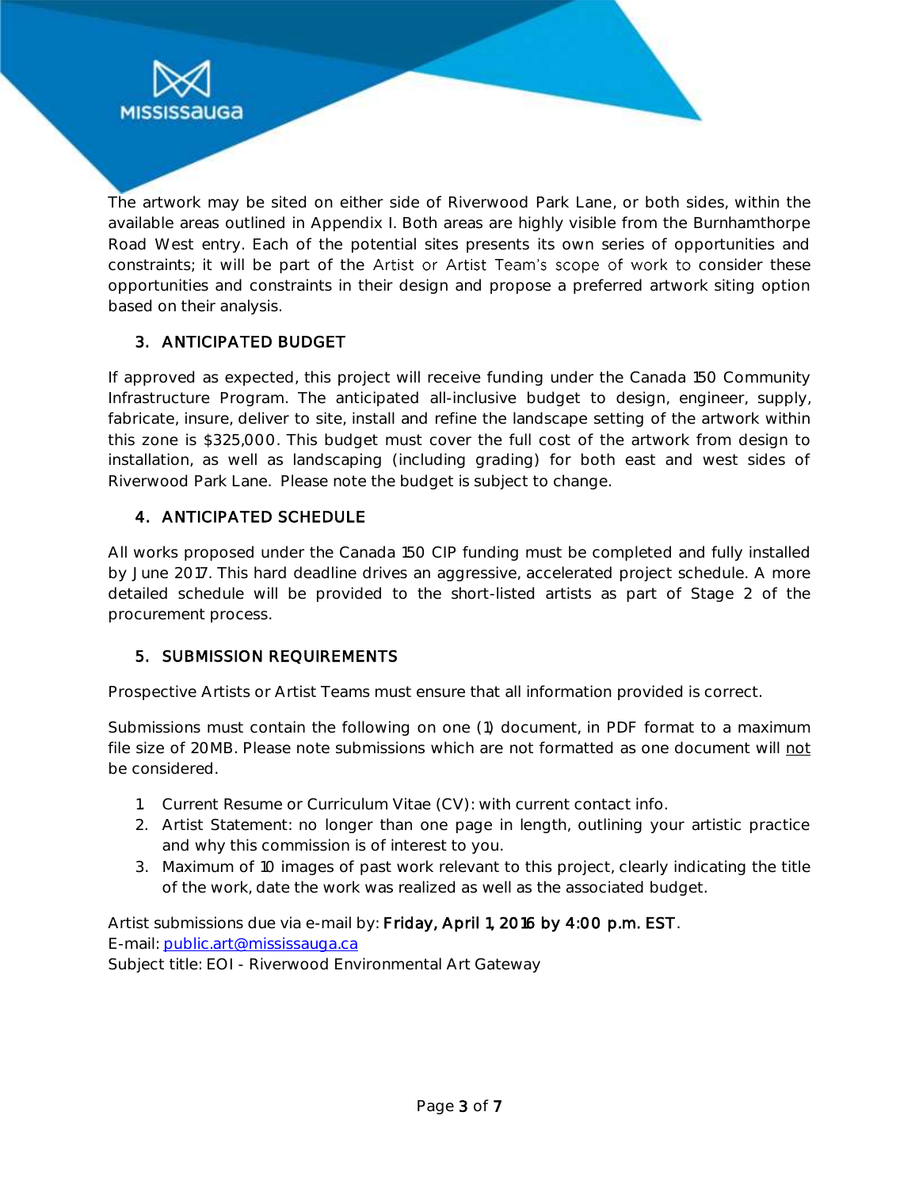The artwork may be sited on either side of Riverwood Park Lane, or both sides, within the available areas outlined in Appendix I. Both areas are highly visible from the Burnhamthorpe Road West entry. Each of the potential sites presents its own series of opportunities and constraints; it will be part of the Artist or Artist Team's scope of work to consider these opportunities and constraints in their design and propose a preferred artwork siting option based on their analysis.

## 3. ANTICIPATED BUDGET

If approved as expected, this project will receive funding under the Canada 150 Community Infrastructure Program. The anticipated all-inclusive budget to design, engineer, supply, fabricate, insure, deliver to site, install and refine the landscape setting of the artwork within this zone is $325,000. This budget must cover the full cost of the artwork from design to installation, as well as landscaping (including grading) for both east and west sides of Riverwood Park Lane. Please note the budget is subject to change.

## 4. ANTICIPATED SCHEDULE

All works proposed under the Canada 150 CIP funding must be completed and fully installed by June 2017. This hard deadline drives an aggressive, accelerated project schedule. A more detailed schedule will be provided to the short-listed artists as part of Stage 2 of the procurement process.

## 5. SUBMISSION REQUIREMENTS

Prospective Artists or Artist Teams must ensure that all information provided is correct.

Submissions must contain the following on one (1) document, in PDF format to a maximum file size of 20MB. Please note submissions which are not formatted as one document will not be considered.

1. Current Resume or Curriculum Vitae (CV): with current contact info.
2. Artist Statement: no longer than one page in length, outlining your artistic practice and why this commission is of interest to you.
3. Maximum of 10 images of past work relevant to this project, clearly indicating the title of the work, date the work was realized as well as the associated budget.

Artist submissions due via e-mail by: **Friday, April 1, 2016 by 4:00 p.m. EST**.
E-mail: public.art@mississauga.ca
Subject title: EOI - Riverwood Environmental Art Gateway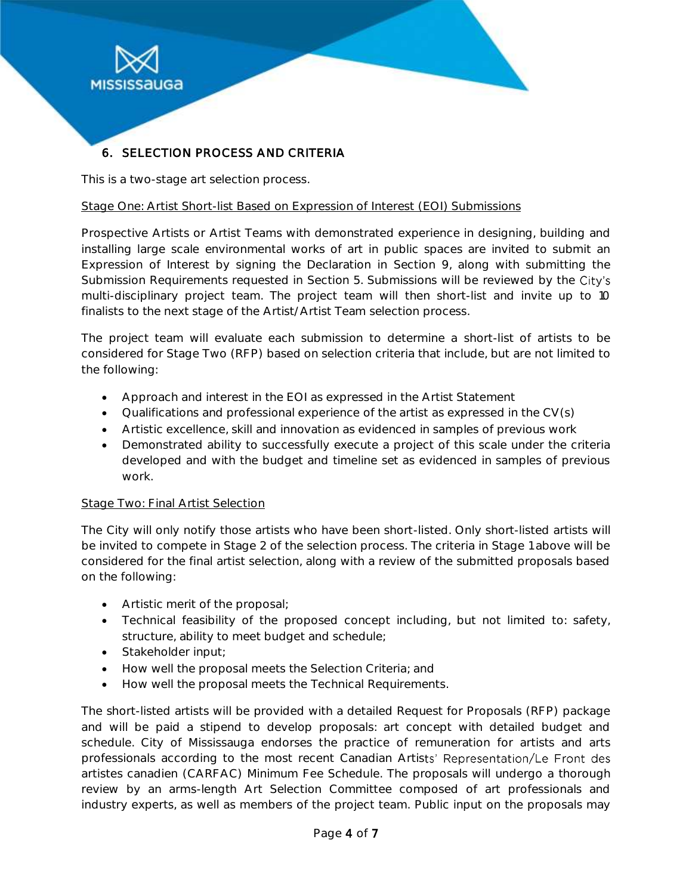## 6. SELECTION PROCESS AND CRITERIA

This is a two-stage art selection process.

Stage One: Artist Short-list Based on Expression of Interest (EOI) Submissions

Prospective Artists or Artist Teams with demonstrated experience in designing, building and installing large scale environmental works of art in public spaces are invited to submit an Expression of Interest by signing the Declaration in Section 9, along with submitting the Submission Requirements requested in Section 5. Submissions will be reviewed by the City's multi-disciplinary project team. The project team will then short-list and invite up to 10 finalists to the next stage of the Artist/Artist Team selection process.

The project team will evaluate each submission to determine a short-list of artists to be considered for Stage Two (RFP) based on selection criteria that include, but are not limited to the following:

- Approach and interest in the EOI as expressed in the Artist Statement
- Qualifications and professional experience of the artist as expressed in the CV(s)
- Artistic excellence, skill and innovation as evidenced in samples of previous work
- Demonstrated ability to successfully execute a project of this scale under the criteria developed and with the budget and timeline set as evidenced in samples of previous work.

Stage Two: Final Artist Selection

The City will only notify those artists who have been short-listed. Only short-listed artists will be invited to compete in Stage 2 of the selection process. The criteria in Stage 1 above will be considered for the final artist selection, along with a review of the submitted proposals based on the following:

- Artistic merit of the proposal;
- Technical feasibility of the proposed concept including, but not limited to: safety, structure, ability to meet budget and schedule;
- Stakeholder input;
- How well the proposal meets the Selection Criteria; and
- How well the proposal meets the Technical Requirements.

The short-listed artists will be provided with a detailed Request for Proposals (RFP) package and will be paid a stipend to develop proposals: art concept with detailed budget and schedule. City of Mississauga endorses the practice of remuneration for artists and arts professionals according to the most recent Canadian Artists' Representation/Le Front des artistes canadien (CARFAC) Minimum Fee Schedule. The proposals will undergo a thorough review by an arms-length Art Selection Committee composed of art professionals and industry experts, as well as members of the project team. Public input on the proposals may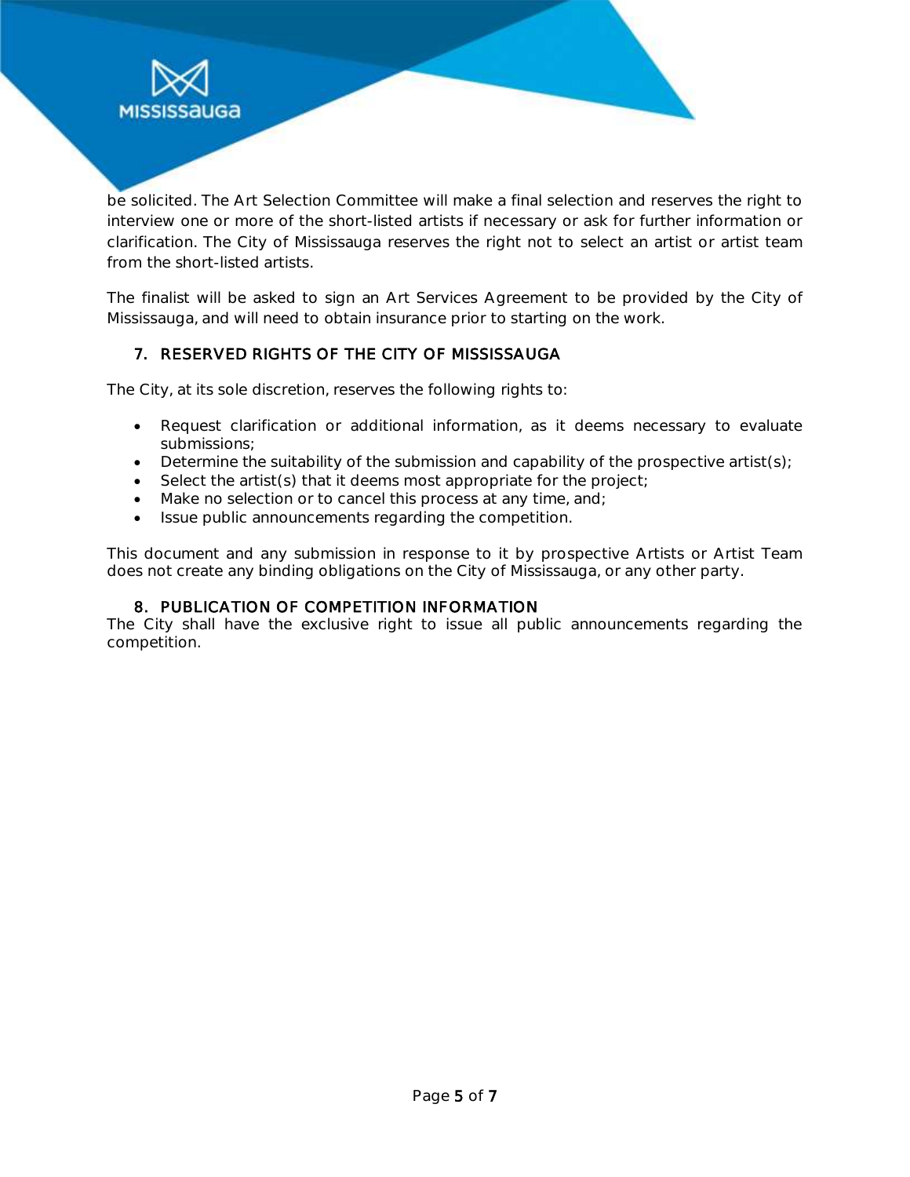be solicited. The Art Selection Committee will make a final selection and reserves the right to interview one or more of the short-listed artists if necessary or ask for further information or clarification. The City of Mississauga reserves the right not to select an artist or artist team from the short-listed artists.

The finalist will be asked to sign an Art Services Agreement to be provided by the City of Mississauga, and will need to obtain insurance prior to starting on the work.

## 7. RESERVED RIGHTS OF THE CITY OF MISSISSAUGA

The City, at its sole discretion, reserves the following rights to:

- Request clarification or additional information, as it deems necessary to evaluate submissions;
- Determine the suitability of the submission and capability of the prospective artist(s);
- Select the artist(s) that it deems most appropriate for the project;
- Make no selection or to cancel this process at any time, and;
- Issue public announcements regarding the competition.

This document and any submission in response to it by prospective Artists or Artist Team does not create any binding obligations on the City of Mississauga, or any other party.

## 8. PUBLICATION OF COMPETITION INFORMATION

The City shall have the exclusive right to issue all public announcements regarding the competition.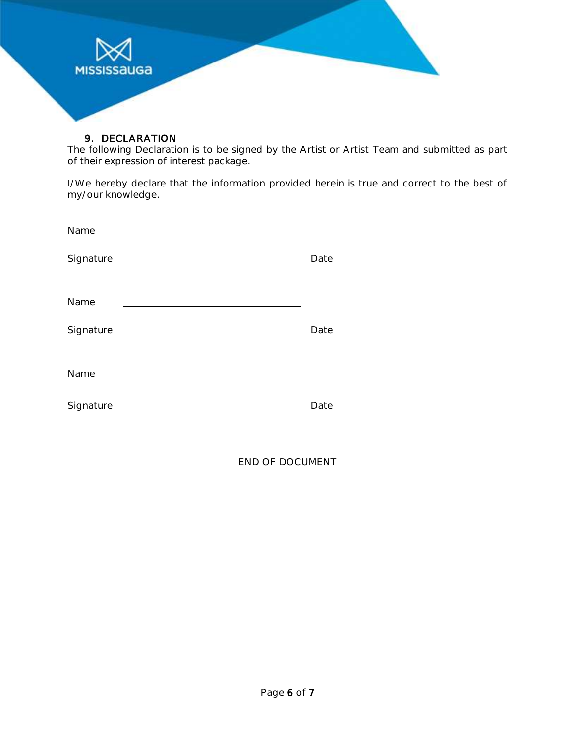## 9. DECLARATION

The following Declaration is to be signed by the Artist or Artist Team and submitted as part of their expression of interest package.

I/We hereby declare that the information provided herein is true and correct to the best of my/our knowledge.

Name ______________________________

Signature ______________________________ Date ______________________________

Name ______________________________

Signature ______________________________ Date ______________________________

Name ______________________________

Signature ______________________________ Date ______________________________

END OF DOCUMENT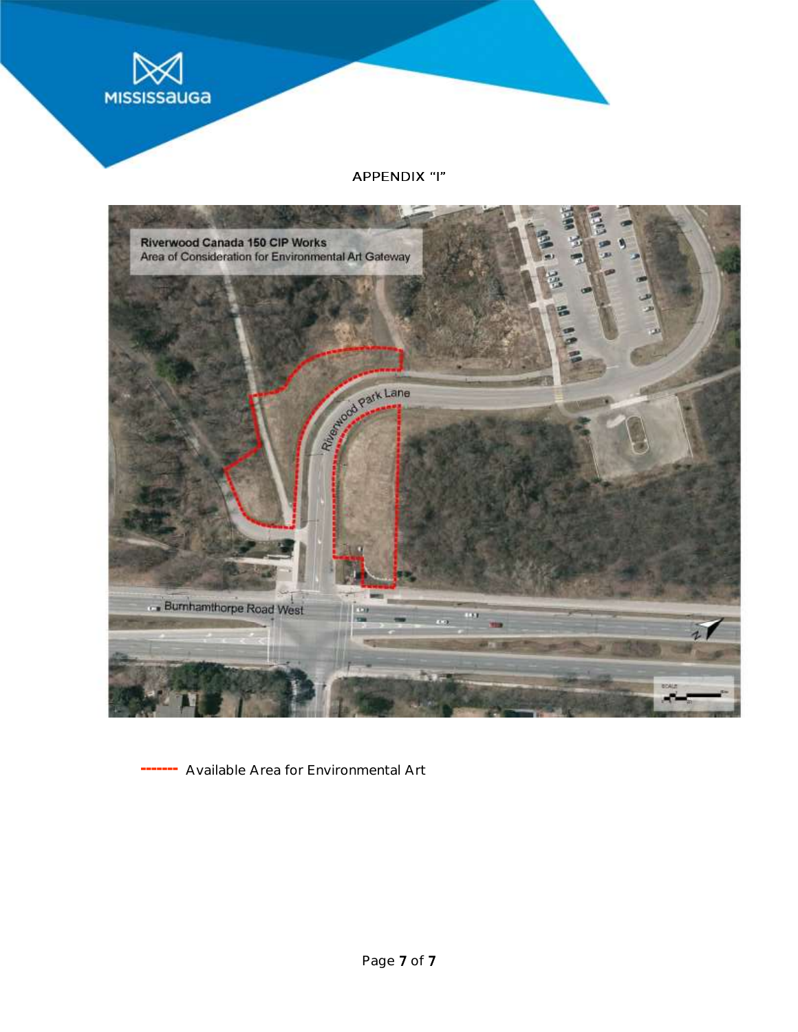APPENDIX "I"

Riverwood Canada 150 CIP Works

Area of Consideration for Environmental Art Gateway

Riverwood Park Lane

Burnhamthorpe Road West

------- Available Area for Environmental Art